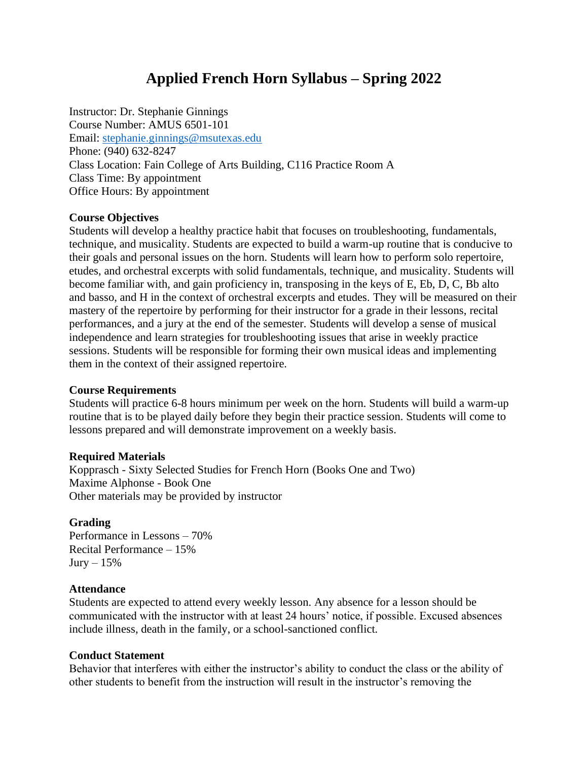# Applied French Horn Syllabus – Spring 2022

Instructor: Dr. Stephanie Ginnings
Course Number: AMUS 6501-101
Email: stephanie.ginnings@msutexas.edu
Phone: (940) 632-8247
Class Location: Fain College of Arts Building, C116 Practice Room A
Class Time: By appointment
Office Hours: By appointment

**Course Objectives**

Students will develop a healthy practice habit that focuses on troubleshooting, fundamentals, technique, and musicality. Students are expected to build a warm-up routine that is conducive to their goals and personal issues on the horn. Students will learn how to perform solo repertoire, etudes, and orchestral excerpts with solid fundamentals, technique, and musicality. Students will become familiar with, and gain proficiency in, transposing in the keys of E, Eb, D, C, Bb alto and basso, and H in the context of orchestral excerpts and etudes. They will be measured on their mastery of the repertoire by performing for their instructor for a grade in their lessons, recital performances, and a jury at the end of the semester. Students will develop a sense of musical independence and learn strategies for troubleshooting issues that arise in weekly practice sessions. Students will be responsible for forming their own musical ideas and implementing them in the context of their assigned repertoire.

**Course Requirements**

Students will practice 6-8 hours minimum per week on the horn. Students will build a warm-up routine that is to be played daily before they begin their practice session. Students will come to lessons prepared and will demonstrate improvement on a weekly basis.

**Required Materials**

Kopprasch - Sixty Selected Studies for French Horn (Books One and Two)
Maxime Alphonse - Book One
Other materials may be provided by instructor

**Grading**

Performance in Lessons – 70%
Recital Performance – 15%
Jury – 15%

**Attendance**

Students are expected to attend every weekly lesson. Any absence for a lesson should be communicated with the instructor with at least 24 hours' notice, if possible. Excused absences include illness, death in the family, or a school-sanctioned conflict.

**Conduct Statement**

Behavior that interferes with either the instructor's ability to conduct the class or the ability of other students to benefit from the instruction will result in the instructor's removing the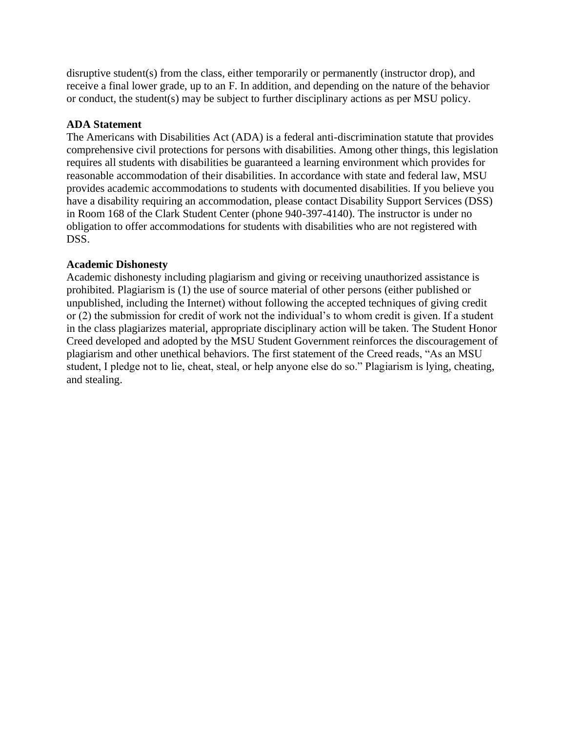disruptive student(s) from the class, either temporarily or permanently (instructor drop), and receive a final lower grade, up to an F. In addition, and depending on the nature of the behavior or conduct, the student(s) may be subject to further disciplinary actions as per MSU policy.

**ADA Statement**

The Americans with Disabilities Act (ADA) is a federal anti-discrimination statute that provides comprehensive civil protections for persons with disabilities. Among other things, this legislation requires all students with disabilities be guaranteed a learning environment which provides for reasonable accommodation of their disabilities. In accordance with state and federal law, MSU provides academic accommodations to students with documented disabilities. If you believe you have a disability requiring an accommodation, please contact Disability Support Services (DSS) in Room 168 of the Clark Student Center (phone 940-397-4140). The instructor is under no obligation to offer accommodations for students with disabilities who are not registered with DSS.

**Academic Dishonesty**

Academic dishonesty including plagiarism and giving or receiving unauthorized assistance is prohibited. Plagiarism is (1) the use of source material of other persons (either published or unpublished, including the Internet) without following the accepted techniques of giving credit or (2) the submission for credit of work not the individual's to whom credit is given. If a student in the class plagiarizes material, appropriate disciplinary action will be taken. The Student Honor Creed developed and adopted by the MSU Student Government reinforces the discouragement of plagiarism and other unethical behaviors. The first statement of the Creed reads, "As an MSU student, I pledge not to lie, cheat, steal, or help anyone else do so." Plagiarism is lying, cheating, and stealing.